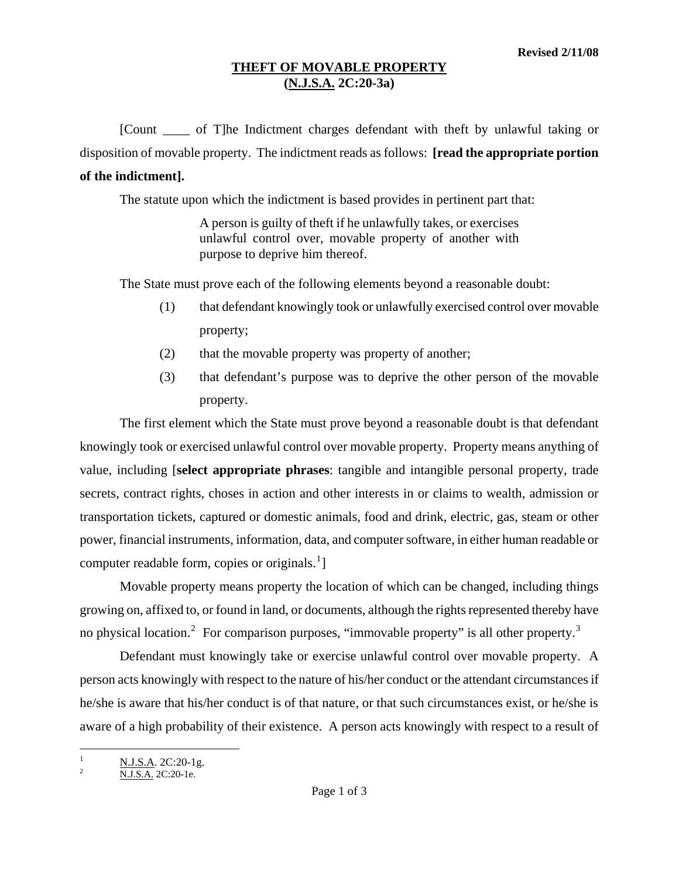Revised 2/11/08

# THEFT OF MOVABLE PROPERTY
## (N.J.S.A. 2C:20-3a)

[Count ____ of T]he Indictment charges defendant with theft by unlawful taking or disposition of movable property. The indictment reads as follows: **[read the appropriate portion of the indictment].**

The statute upon which the indictment is based provides in pertinent part that:

> A person is guilty of theft if he unlawfully takes, or exercises unlawful control over, movable property of another with purpose to deprive him thereof.

The State must prove each of the following elements beyond a reasonable doubt:

(1) that defendant knowingly took or unlawfully exercised control over movable property;

(2) that the movable property was property of another;

(3) that defendant's purpose was to deprive the other person of the movable property.

The first element which the State must prove beyond a reasonable doubt is that defendant knowingly took or exercised unlawful control over movable property. Property means anything of value, including [**select appropriate phrases**: tangible and intangible personal property, trade secrets, contract rights, choses in action and other interests in or claims to wealth, admission or transportation tickets, captured or domestic animals, food and drink, electric, gas, steam or other power, financial instruments, information, data, and computer software, in either human readable or computer readable form, copies or originals.[1]]

Movable property means property the location of which can be changed, including things growing on, affixed to, or found in land, or documents, although the rights represented thereby have no physical location.[2] For comparison purposes, "immovable property" is all other property.[3]

Defendant must knowingly take or exercise unlawful control over movable property. A person acts knowingly with respect to the nature of his/her conduct or the attendant circumstances if he/she is aware that his/her conduct is of that nature, or that such circumstances exist, or he/she is aware of a high probability of their existence. A person acts knowingly with respect to a result of

---

[1] N.J.S.A. 2C:20-1g.

[2] N.J.S.A. 2C:20-1e.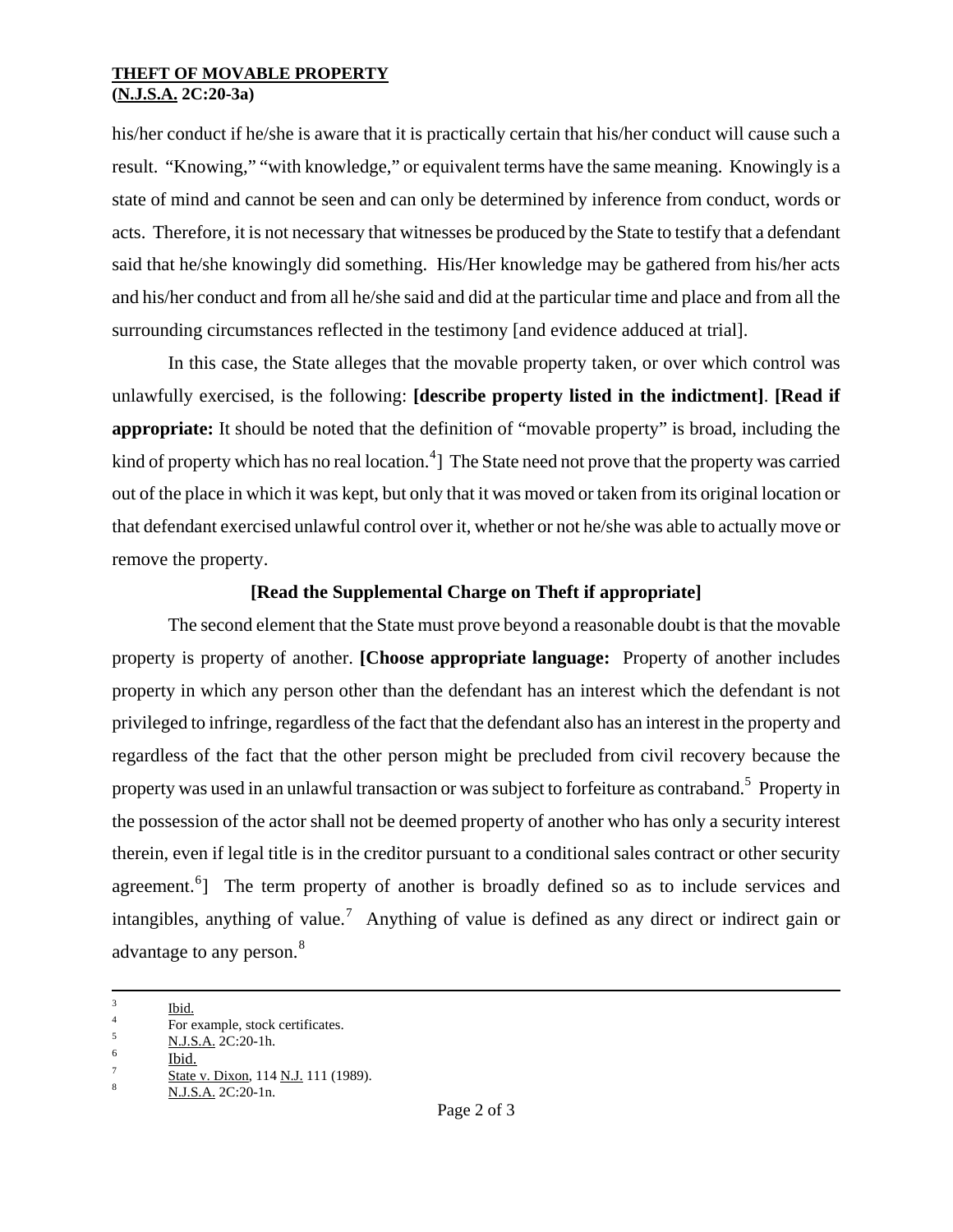his/her conduct if he/she is aware that it is practically certain that his/her conduct will cause such a result. "Knowing," "with knowledge," or equivalent terms have the same meaning. Knowingly is a state of mind and cannot be seen and can only be determined by inference from conduct, words or acts. Therefore, it is not necessary that witnesses be produced by the State to testify that a defendant said that he/she knowingly did something. His/Her knowledge may be gathered from his/her acts and his/her conduct and from all he/she said and did at the particular time and place and from all the surrounding circumstances reflected in the testimony [and evidence adduced at trial].

In this case, the State alleges that the movable property taken, or over which control was unlawfully exercised, is the following: **[describe property listed in the indictment]**. **[Read if appropriate:** It should be noted that the definition of "movable property" is broad, including the kind of property which has no real location.[4]] The State need not prove that the property was carried out of the place in which it was kept, but only that it was moved or taken from its original location or that defendant exercised unlawful control over it, whether or not he/she was able to actually move or remove the property.

**[Read the Supplemental Charge on Theft if appropriate]**

The second element that the State must prove beyond a reasonable doubt is that the movable property is property of another. **[Choose appropriate language:** Property of another includes property in which any person other than the defendant has an interest which the defendant is not privileged to infringe, regardless of the fact that the defendant also has an interest in the property and regardless of the fact that the other person might be precluded from civil recovery because the property was used in an unlawful transaction or was subject to forfeiture as contraband.[5] Property in the possession of the actor shall not be deemed property of another who has only a security interest therein, even if legal title is in the creditor pursuant to a conditional sales contract or other security agreement.[6]] The term property of another is broadly defined so as to include services and intangibles, anything of value.[7] Anything of value is defined as any direct or indirect gain or advantage to any person.[8]

---

[3] Ibid.

[4] For example, stock certificates.

[5] N.J.S.A. 2C:20-1h.

[6] Ibid.

[7] State v. Dixon, 114 N.J. 111 (1989).

[8] N.J.S.A. 2C:20-1n.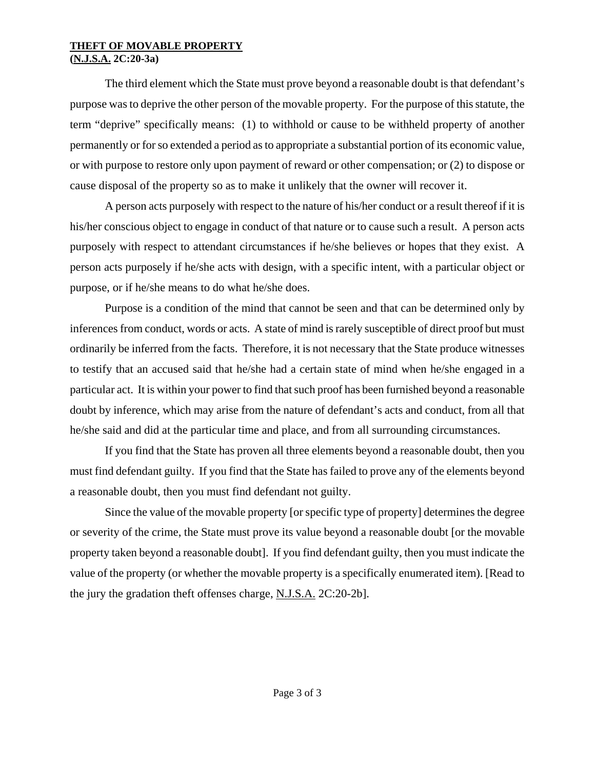**THEFT OF MOVABLE PROPERTY**
**(N.J.S.A. 2C:20-3a)**

The third element which the State must prove beyond a reasonable doubt is that defendant's purpose was to deprive the other person of the movable property. For the purpose of this statute, the term "deprive" specifically means: (1) to withhold or cause to be withheld property of another permanently or for so extended a period as to appropriate a substantial portion of its economic value, or with purpose to restore only upon payment of reward or other compensation; or (2) to dispose or cause disposal of the property so as to make it unlikely that the owner will recover it.

A person acts purposely with respect to the nature of his/her conduct or a result thereof if it is his/her conscious object to engage in conduct of that nature or to cause such a result. A person acts purposely with respect to attendant circumstances if he/she believes or hopes that they exist. A person acts purposely if he/she acts with design, with a specific intent, with a particular object or purpose, or if he/she means to do what he/she does.

Purpose is a condition of the mind that cannot be seen and that can be determined only by inferences from conduct, words or acts. A state of mind is rarely susceptible of direct proof but must ordinarily be inferred from the facts. Therefore, it is not necessary that the State produce witnesses to testify that an accused said that he/she had a certain state of mind when he/she engaged in a particular act. It is within your power to find that such proof has been furnished beyond a reasonable doubt by inference, which may arise from the nature of defendant's acts and conduct, from all that he/she said and did at the particular time and place, and from all surrounding circumstances.

If you find that the State has proven all three elements beyond a reasonable doubt, then you must find defendant guilty. If you find that the State has failed to prove any of the elements beyond a reasonable doubt, then you must find defendant not guilty.

Since the value of the movable property [or specific type of property] determines the degree or severity of the crime, the State must prove its value beyond a reasonable doubt [or the movable property taken beyond a reasonable doubt]. If you find defendant guilty, then you must indicate the value of the property (or whether the movable property is a specifically enumerated item). [Read to the jury the gradation theft offenses charge, N.J.S.A. 2C:20-2b].